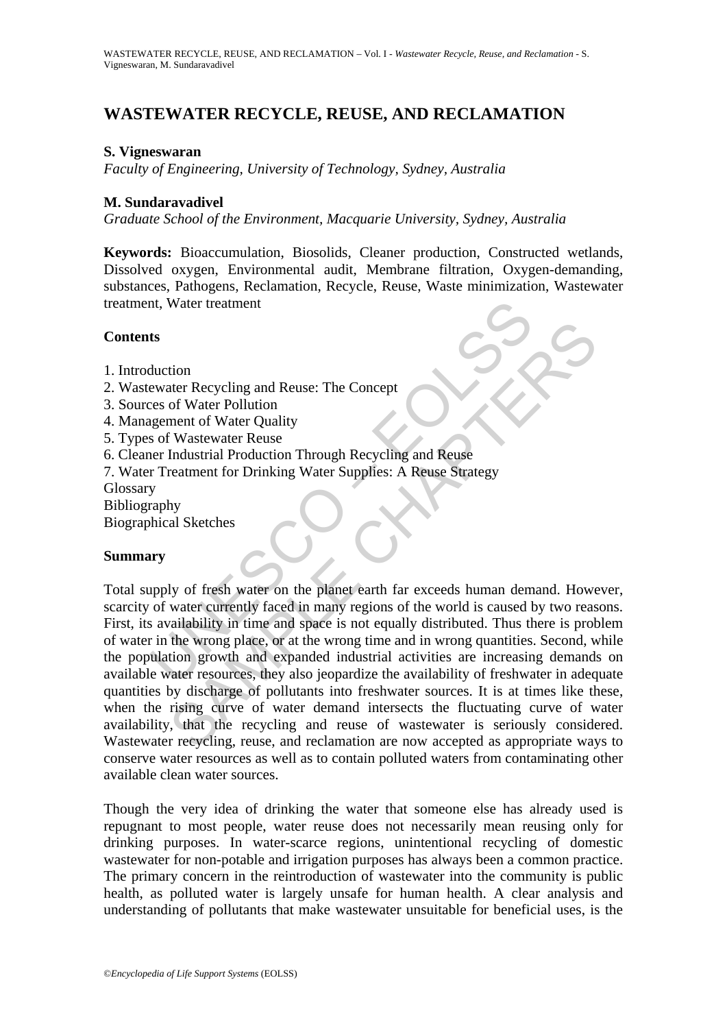# WASTEWATER RECYCLE, REUSE, AND RECLAMATION

**S. Vigneswaran**

*Faculty of Engineering, University of Technology, Sydney, Australia*

**M. Sundaravadivel**

*Graduate School of the Environment, Macquarie University, Sydney, Australia*

**Keywords:** Bioaccumulation, Biosolids, Cleaner production, Constructed wetlands, Dissolved oxygen, Environmental audit, Membrane filtration, Oxygen-demanding, substances, Pathogens, Reclamation, Recycle, Reuse, Waste minimization, Wastewater treatment, Water treatment

## Contents

1. Introduction
2. Wastewater Recycling and Reuse: The Concept
3. Sources of Water Pollution
4. Management of Water Quality
5. Types of Wastewater Reuse
6. Cleaner Industrial Production Through Recycling and Reuse
7. Water Treatment for Drinking Water Supplies: A Reuse Strategy

Glossary

Bibliography

Biographical Sketches

## Summary

Total supply of fresh water on the planet earth far exceeds human demand. However, scarcity of water currently faced in many regions of the world is caused by two reasons. First, its availability in time and space is not equally distributed. Thus there is problem of water in the wrong place, or at the wrong time and in wrong quantities. Second, while the population growth and expanded industrial activities are increasing demands on available water resources, they also jeopardize the availability of freshwater in adequate quantities by discharge of pollutants into freshwater sources. It is at times like these, when the rising curve of water demand intersects the fluctuating curve of water availability, that the recycling and reuse of wastewater is seriously considered. Wastewater recycling, reuse, and reclamation are now accepted as appropriate ways to conserve water resources as well as to contain polluted waters from contaminating other available clean water sources.

Though the very idea of drinking the water that someone else has already used is repugnant to most people, water reuse does not necessarily mean reusing only for drinking purposes. In water-scarce regions, unintentional recycling of domestic wastewater for non-potable and irrigation purposes has always been a common practice. The primary concern in the reintroduction of wastewater into the community is public health, as polluted water is largely unsafe for human health. A clear analysis and understanding of pollutants that make wastewater unsuitable for beneficial uses, is the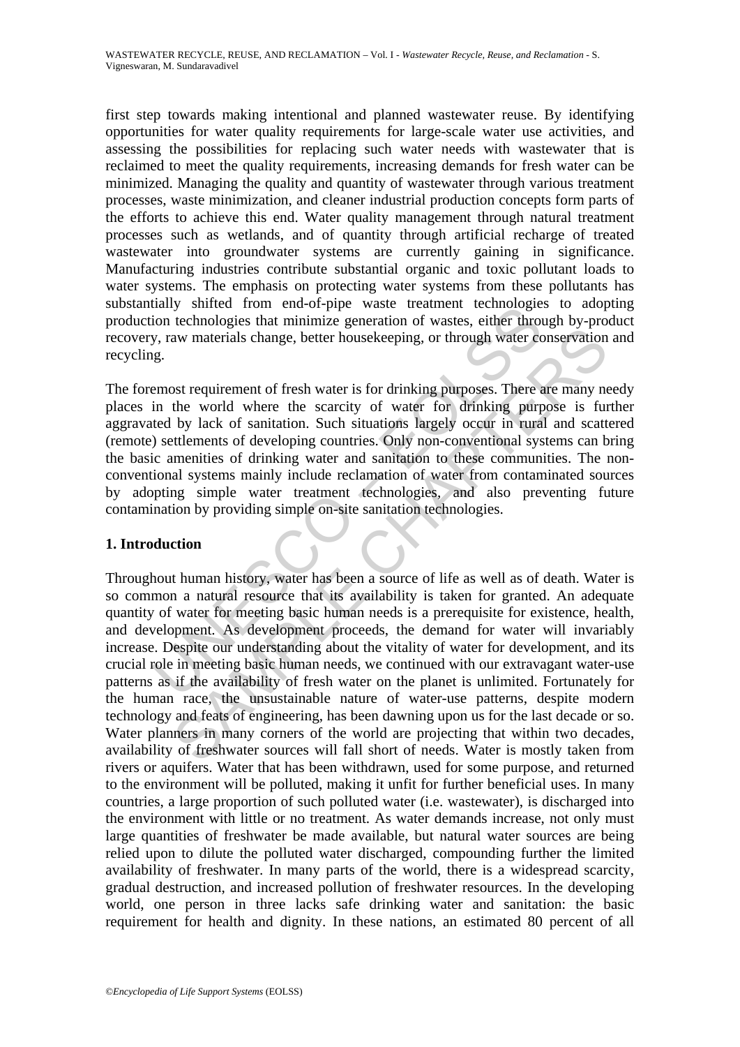first step towards making intentional and planned wastewater reuse. By identifying opportunities for water quality requirements for large-scale water use activities, and assessing the possibilities for replacing such water needs with wastewater that is reclaimed to meet the quality requirements, increasing demands for fresh water can be minimized. Managing the quality and quantity of wastewater through various treatment processes, waste minimization, and cleaner industrial production concepts form parts of the efforts to achieve this end. Water quality management through natural treatment processes such as wetlands, and of quantity through artificial recharge of treated wastewater into groundwater systems are currently gaining in significance. Manufacturing industries contribute substantial organic and toxic pollutant loads to water systems. The emphasis on protecting water systems from these pollutants has substantially shifted from end-of-pipe waste treatment technologies to adopting production technologies that minimize generation of wastes, either through by-product recovery, raw materials change, better housekeeping, or through water conservation and recycling.

The foremost requirement of fresh water is for drinking purposes. There are many needy places in the world where the scarcity of water for drinking purpose is further aggravated by lack of sanitation. Such situations largely occur in rural and scattered (remote) settlements of developing countries. Only non-conventional systems can bring the basic amenities of drinking water and sanitation to these communities. The non-conventional systems mainly include reclamation of water from contaminated sources by adopting simple water treatment technologies, and also preventing future contamination by providing simple on-site sanitation technologies.

## 1. Introduction

Throughout human history, water has been a source of life as well as of death. Water is so common a natural resource that its availability is taken for granted. An adequate quantity of water for meeting basic human needs is a prerequisite for existence, health, and development. As development proceeds, the demand for water will invariably increase. Despite our understanding about the vitality of water for development, and its crucial role in meeting basic human needs, we continued with our extravagant water-use patterns as if the availability of fresh water on the planet is unlimited. Fortunately for the human race, the unsustainable nature of water-use patterns, despite modern technology and feats of engineering, has been dawning upon us for the last decade or so. Water planners in many corners of the world are projecting that within two decades, availability of freshwater sources will fall short of needs. Water is mostly taken from rivers or aquifers. Water that has been withdrawn, used for some purpose, and returned to the environment will be polluted, making it unfit for further beneficial uses. In many countries, a large proportion of such polluted water (i.e. wastewater), is discharged into the environment with little or no treatment. As water demands increase, not only must large quantities of freshwater be made available, but natural water sources are being relied upon to dilute the polluted water discharged, compounding further the limited availability of freshwater. In many parts of the world, there is a widespread scarcity, gradual destruction, and increased pollution of freshwater resources. In the developing world, one person in three lacks safe drinking water and sanitation: the basic requirement for health and dignity. In these nations, an estimated 80 percent of all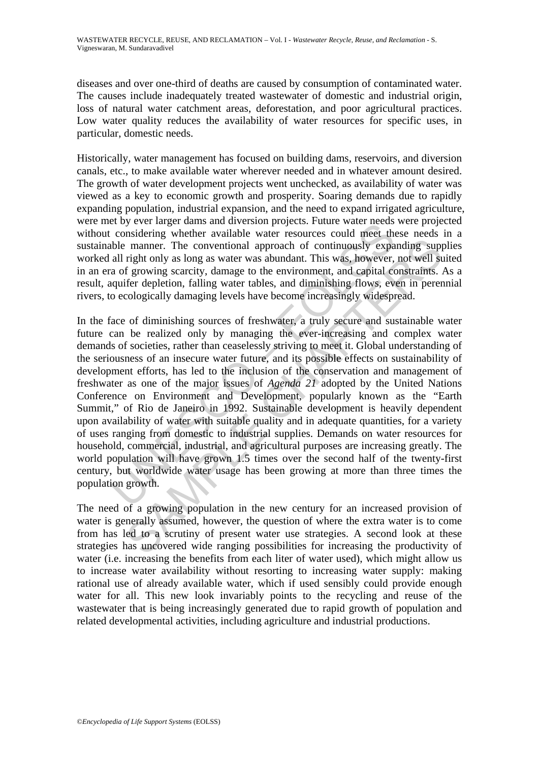diseases and over one-third of deaths are caused by consumption of contaminated water. The causes include inadequately treated wastewater of domestic and industrial origin, loss of natural water catchment areas, deforestation, and poor agricultural practices. Low water quality reduces the availability of water resources for specific uses, in particular, domestic needs.

Historically, water management has focused on building dams, reservoirs, and diversion canals, etc., to make available water wherever needed and in whatever amount desired. The growth of water development projects went unchecked, as availability of water was viewed as a key to economic growth and prosperity. Soaring demands due to rapidly expanding population, industrial expansion, and the need to expand irrigated agriculture, were met by ever larger dams and diversion projects. Future water needs were projected without considering whether available water resources could meet these needs in a sustainable manner. The conventional approach of continuously expanding supplies worked all right only as long as water was abundant. This was, however, not well suited in an era of growing scarcity, damage to the environment, and capital constraints. As a result, aquifer depletion, falling water tables, and diminishing flows, even in perennial rivers, to ecologically damaging levels have become increasingly widespread.

In the face of diminishing sources of freshwater, a truly secure and sustainable water future can be realized only by managing the ever-increasing and complex water demands of societies, rather than ceaselessly striving to meet it. Global understanding of the seriousness of an insecure water future, and its possible effects on sustainability of development efforts, has led to the inclusion of the conservation and management of freshwater as one of the major issues of *Agenda 21* adopted by the United Nations Conference on Environment and Development, popularly known as the "Earth Summit," of Rio de Janeiro in 1992. Sustainable development is heavily dependent upon availability of water with suitable quality and in adequate quantities, for a variety of uses ranging from domestic to industrial supplies. Demands on water resources for household, commercial, industrial, and agricultural purposes are increasing greatly. The world population will have grown 1.5 times over the second half of the twenty-first century, but worldwide water usage has been growing at more than three times the population growth.

The need of a growing population in the new century for an increased provision of water is generally assumed, however, the question of where the extra water is to come from has led to a scrutiny of present water use strategies. A second look at these strategies has uncovered wide ranging possibilities for increasing the productivity of water (i.e. increasing the benefits from each liter of water used), which might allow us to increase water availability without resorting to increasing water supply: making rational use of already available water, which if used sensibly could provide enough water for all. This new look invariably points to the recycling and reuse of the wastewater that is being increasingly generated due to rapid growth of population and related developmental activities, including agriculture and industrial productions.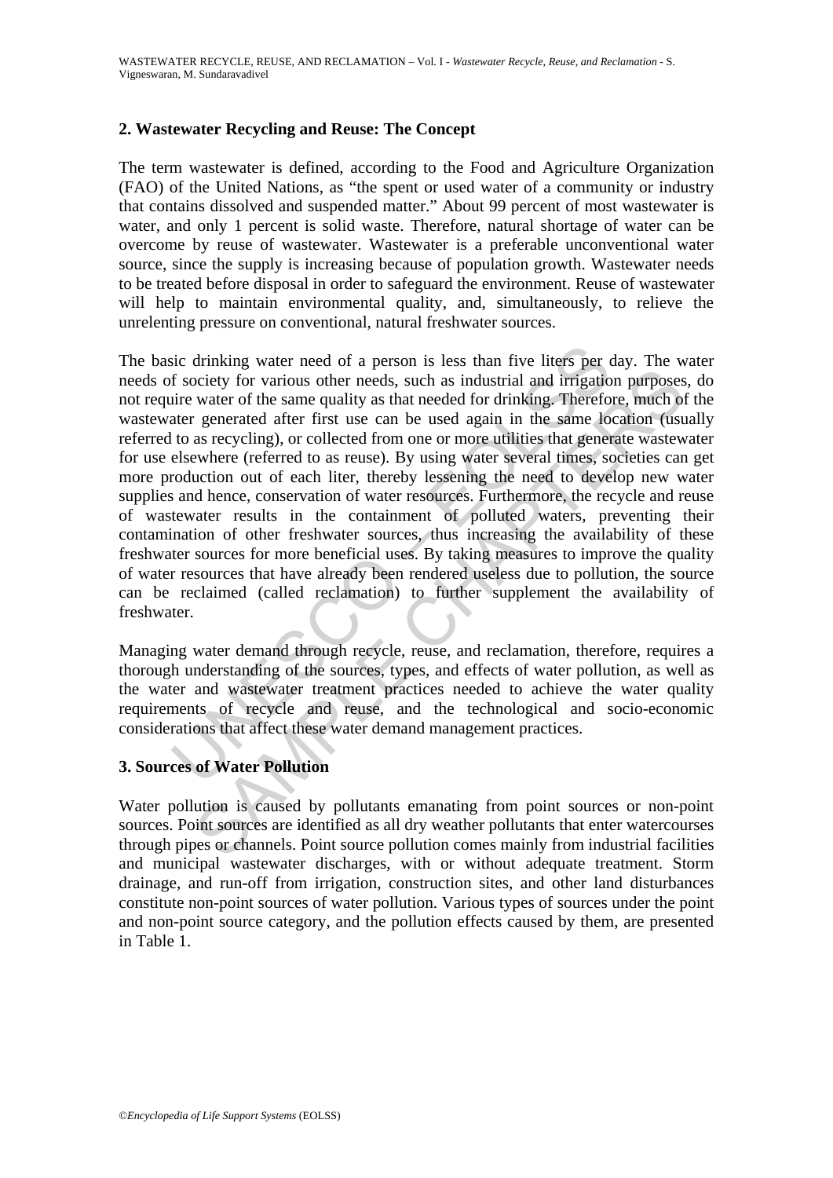## 2. Wastewater Recycling and Reuse: The Concept

The term wastewater is defined, according to the Food and Agriculture Organization (FAO) of the United Nations, as "the spent or used water of a community or industry that contains dissolved and suspended matter." About 99 percent of most wastewater is water, and only 1 percent is solid waste. Therefore, natural shortage of water can be overcome by reuse of wastewater. Wastewater is a preferable unconventional water source, since the supply is increasing because of population growth. Wastewater needs to be treated before disposal in order to safeguard the environment. Reuse of wastewater will help to maintain environmental quality, and, simultaneously, to relieve the unrelenting pressure on conventional, natural freshwater sources.

The basic drinking water need of a person is less than five liters per day. The water needs of society for various other needs, such as industrial and irrigation purposes, do not require water of the same quality as that needed for drinking. Therefore, much of the wastewater generated after first use can be used again in the same location (usually referred to as recycling), or collected from one or more utilities that generate wastewater for use elsewhere (referred to as reuse). By using water several times, societies can get more production out of each liter, thereby lessening the need to develop new water supplies and hence, conservation of water resources. Furthermore, the recycle and reuse of wastewater results in the containment of polluted waters, preventing their contamination of other freshwater sources, thus increasing the availability of these freshwater sources for more beneficial uses. By taking measures to improve the quality of water resources that have already been rendered useless due to pollution, the source can be reclaimed (called reclamation) to further supplement the availability of freshwater.

Managing water demand through recycle, reuse, and reclamation, therefore, requires a thorough understanding of the sources, types, and effects of water pollution, as well as the water and wastewater treatment practices needed to achieve the water quality requirements of recycle and reuse, and the technological and socio-economic considerations that affect these water demand management practices.

## 3. Sources of Water Pollution

Water pollution is caused by pollutants emanating from point sources or non-point sources. Point sources are identified as all dry weather pollutants that enter watercourses through pipes or channels. Point source pollution comes mainly from industrial facilities and municipal wastewater discharges, with or without adequate treatment. Storm drainage, and run-off from irrigation, construction sites, and other land disturbances constitute non-point sources of water pollution. Various types of sources under the point and non-point source category, and the pollution effects caused by them, are presented in Table 1.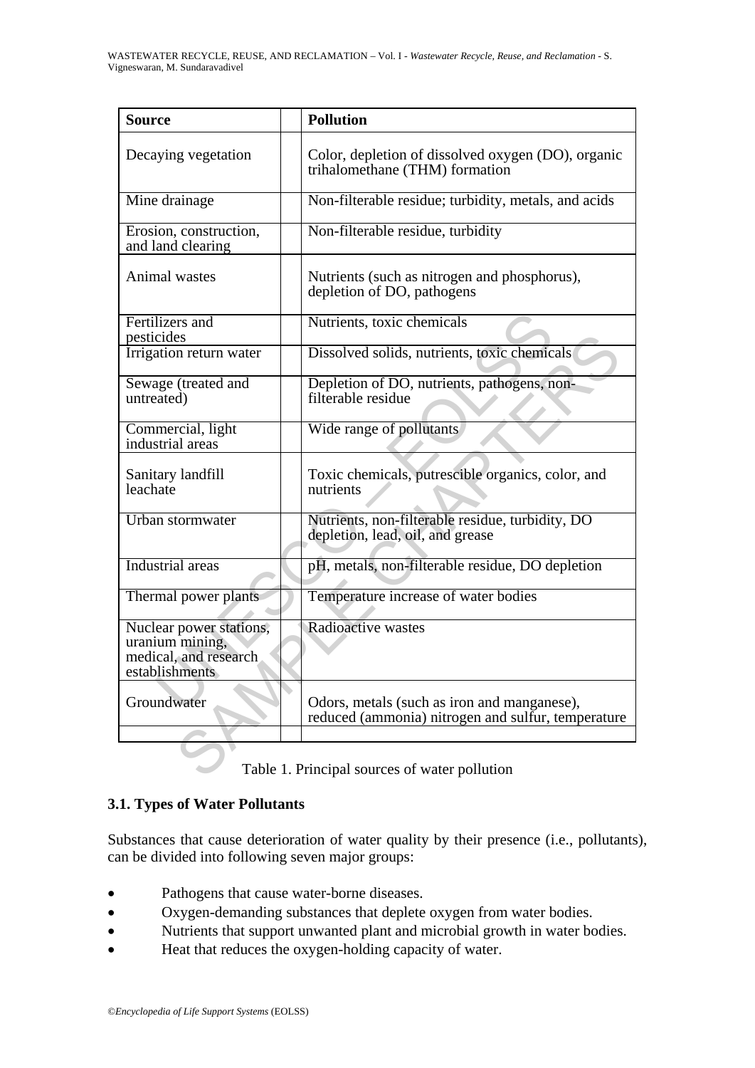| Source | Pollution |
|---|---|
| Decaying vegetation | Color, depletion of dissolved oxygen (DO), organic trihalomethane (THM) formation |
| Mine drainage | Non-filterable residue; turbidity, metals, and acids |
| Erosion, construction, and land clearing | Non-filterable residue, turbidity |
| Animal wastes | Nutrients (such as nitrogen and phosphorus), depletion of DO, pathogens |
| Fertilizers and pesticides | Nutrients, toxic chemicals |
| Irrigation return water | Dissolved solids, nutrients, toxic chemicals |
| Sewage (treated and untreated) | Depletion of DO, nutrients, pathogens, non-filterable residue |
| Commercial, light industrial areas | Wide range of pollutants |
| Sanitary landfill leachate | Toxic chemicals, putrescible organics, color, and nutrients |
| Urban stormwater | Nutrients, non-filterable residue, turbidity, DO depletion, lead, oil, and grease |
| Industrial areas | pH, metals, non-filterable residue, DO depletion |
| Thermal power plants | Temperature increase of water bodies |
| Nuclear power stations, uranium mining, medical, and research establishments | Radioactive wastes |
| Groundwater | Odors, metals (such as iron and manganese), reduced (ammonia) nitrogen and sulfur, temperature |

Table 1. Principal sources of water pollution

### 3.1. Types of Water Pollutants

Substances that cause deterioration of water quality by their presence (i.e., pollutants), can be divided into following seven major groups:

- Pathogens that cause water-borne diseases.
- Oxygen-demanding substances that deplete oxygen from water bodies.
- Nutrients that support unwanted plant and microbial growth in water bodies.
- Heat that reduces the oxygen-holding capacity of water.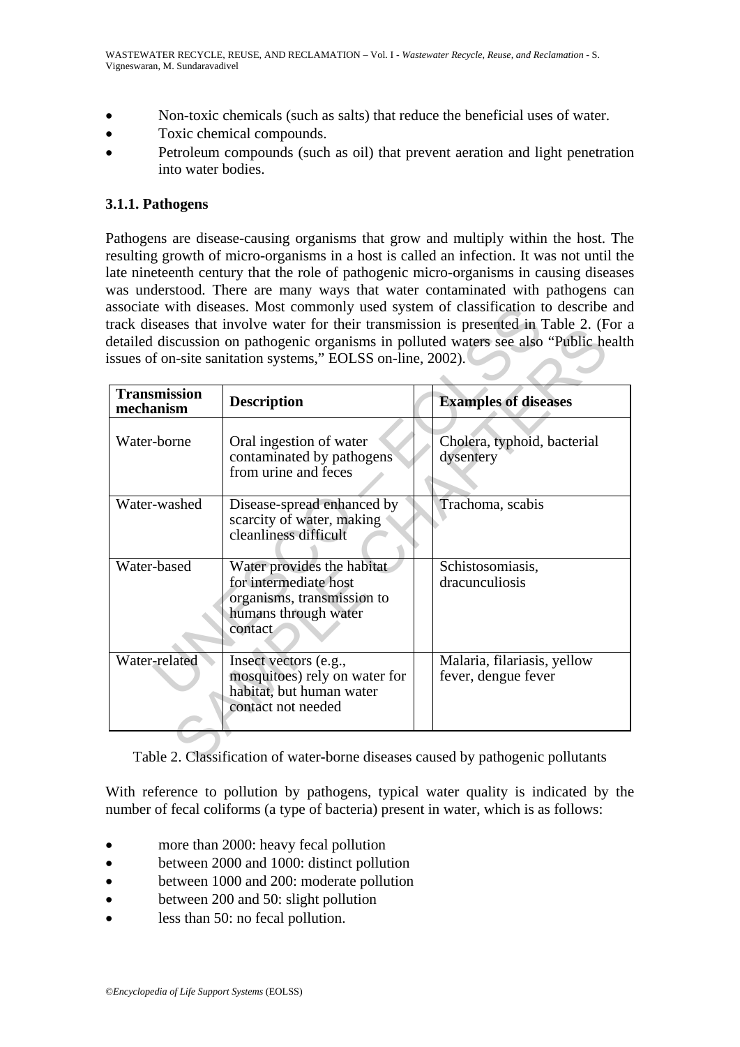- Non-toxic chemicals (such as salts) that reduce the beneficial uses of water.
- Toxic chemical compounds.
- Petroleum compounds (such as oil) that prevent aeration and light penetration into water bodies.

### 3.1.1. Pathogens

Pathogens are disease-causing organisms that grow and multiply within the host. The resulting growth of micro-organisms in a host is called an infection. It was not until the late nineteenth century that the role of pathogenic micro-organisms in causing diseases was understood. There are many ways that water contaminated with pathogens can associate with diseases. Most commonly used system of classification to describe and track diseases that involve water for their transmission is presented in Table 2. (For a detailed discussion on pathogenic organisms in polluted waters see also "Public health issues of on-site sanitation systems," EOLSS on-line, 2002).

| Transmission mechanism | Description | Examples of diseases |
|---|---|---|
| Water-borne | Oral ingestion of water contaminated by pathogens from urine and feces | Cholera, typhoid, bacterial dysentery |
| Water-washed | Disease-spread enhanced by scarcity of water, making cleanliness difficult | Trachoma, scabis |
| Water-based | Water provides the habitat for intermediate host organisms, transmission to humans through water contact | Schistosomiasis, dracunculiosis |
| Water-related | Insect vectors (e.g., mosquitoes) rely on water for habitat, but human water contact not needed | Malaria, filariasis, yellow fever, dengue fever |

Table 2. Classification of water-borne diseases caused by pathogenic pollutants

With reference to pollution by pathogens, typical water quality is indicated by the number of fecal coliforms (a type of bacteria) present in water, which is as follows:

- more than 2000: heavy fecal pollution
- between 2000 and 1000: distinct pollution
- between 1000 and 200: moderate pollution
- between 200 and 50: slight pollution
- less than 50: no fecal pollution.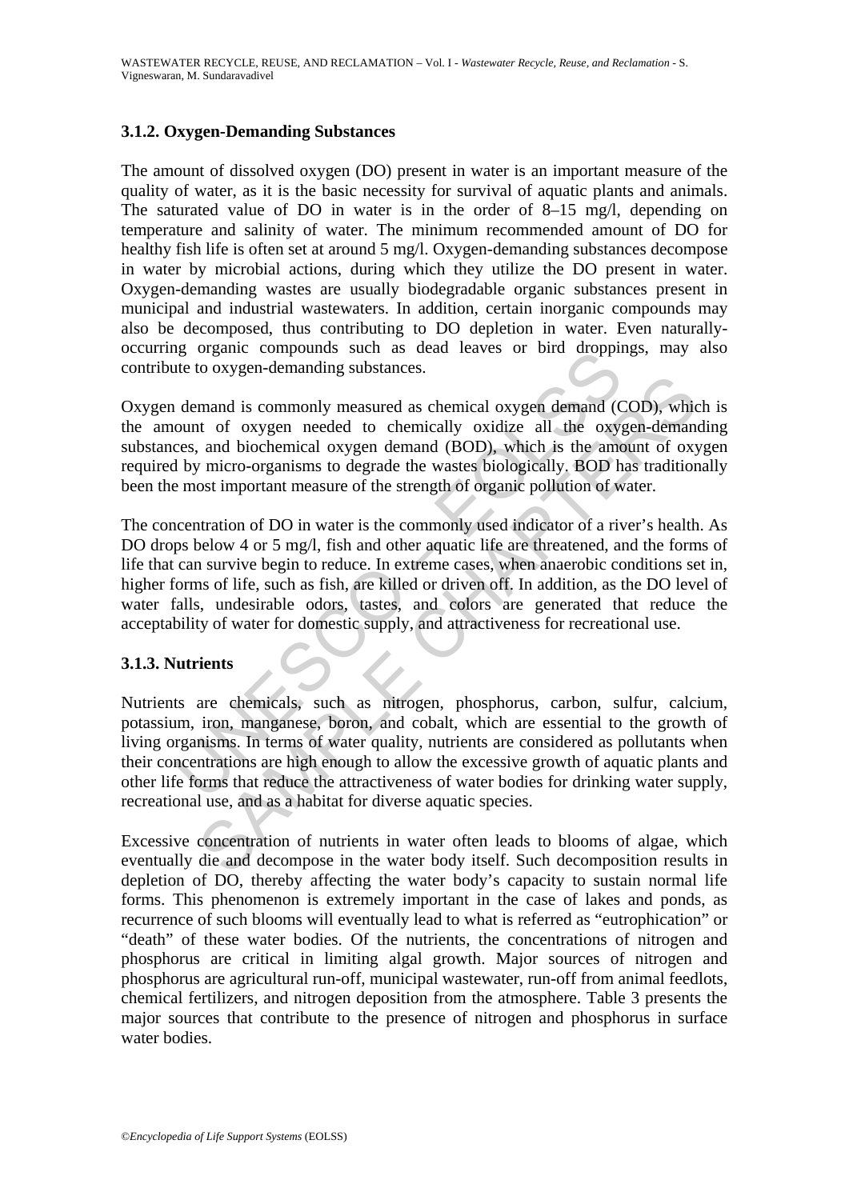### 3.1.2. Oxygen-Demanding Substances

The amount of dissolved oxygen (DO) present in water is an important measure of the quality of water, as it is the basic necessity for survival of aquatic plants and animals. The saturated value of DO in water is in the order of 8–15 mg/l, depending on temperature and salinity of water. The minimum recommended amount of DO for healthy fish life is often set at around 5 mg/l. Oxygen-demanding substances decompose in water by microbial actions, during which they utilize the DO present in water. Oxygen-demanding wastes are usually biodegradable organic substances present in municipal and industrial wastewaters. In addition, certain inorganic compounds may also be decomposed, thus contributing to DO depletion in water. Even naturally-occurring organic compounds such as dead leaves or bird droppings, may also contribute to oxygen-demanding substances.

Oxygen demand is commonly measured as chemical oxygen demand (COD), which is the amount of oxygen needed to chemically oxidize all the oxygen-demanding substances, and biochemical oxygen demand (BOD), which is the amount of oxygen required by micro-organisms to degrade the wastes biologically. BOD has traditionally been the most important measure of the strength of organic pollution of water.

The concentration of DO in water is the commonly used indicator of a river's health. As DO drops below 4 or 5 mg/l, fish and other aquatic life are threatened, and the forms of life that can survive begin to reduce. In extreme cases, when anaerobic conditions set in, higher forms of life, such as fish, are killed or driven off. In addition, as the DO level of water falls, undesirable odors, tastes, and colors are generated that reduce the acceptability of water for domestic supply, and attractiveness for recreational use.

### 3.1.3. Nutrients

Nutrients are chemicals, such as nitrogen, phosphorus, carbon, sulfur, calcium, potassium, iron, manganese, boron, and cobalt, which are essential to the growth of living organisms. In terms of water quality, nutrients are considered as pollutants when their concentrations are high enough to allow the excessive growth of aquatic plants and other life forms that reduce the attractiveness of water bodies for drinking water supply, recreational use, and as a habitat for diverse aquatic species.

Excessive concentration of nutrients in water often leads to blooms of algae, which eventually die and decompose in the water body itself. Such decomposition results in depletion of DO, thereby affecting the water body's capacity to sustain normal life forms. This phenomenon is extremely important in the case of lakes and ponds, as recurrence of such blooms will eventually lead to what is referred as "eutrophication" or "death" of these water bodies. Of the nutrients, the concentrations of nitrogen and phosphorus are critical in limiting algal growth. Major sources of nitrogen and phosphorus are agricultural run-off, municipal wastewater, run-off from animal feedlots, chemical fertilizers, and nitrogen deposition from the atmosphere. Table 3 presents the major sources that contribute to the presence of nitrogen and phosphorus in surface water bodies.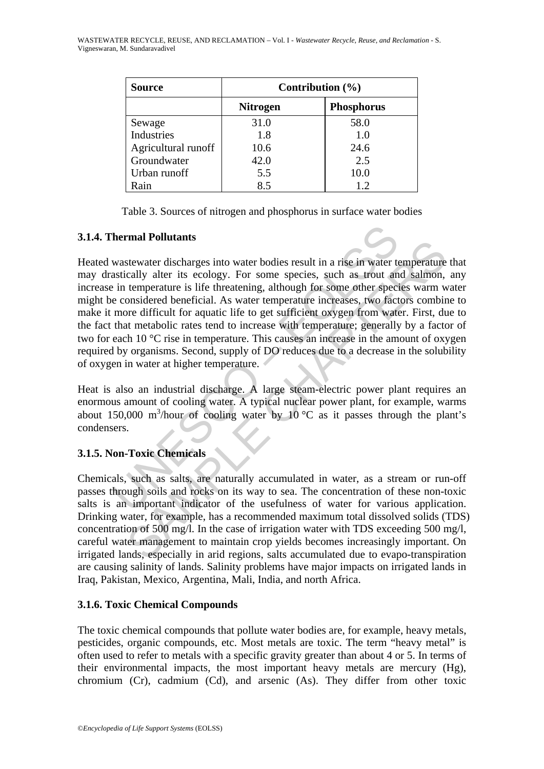| Source | Contribution (%) | |
|---|---|---|
| | Nitrogen | Phosphorus |
| Sewage | 31.0 | 58.0 |
| Industries | 1.8 | 1.0 |
| Agricultural runoff | 10.6 | 24.6 |
| Groundwater | 42.0 | 2.5 |
| Urban runoff | 5.5 | 10.0 |
| Rain | 8.5 | 1.2 |

Table 3. Sources of nitrogen and phosphorus in surface water bodies

### 3.1.4. Thermal Pollutants

Heated wastewater discharges into water bodies result in a rise in water temperature that may drastically alter its ecology. For some species, such as trout and salmon, any increase in temperature is life threatening, although for some other species warm water might be considered beneficial. As water temperature increases, two factors combine to make it more difficult for aquatic life to get sufficient oxygen from water. First, due to the fact that metabolic rates tend to increase with temperature; generally by a factor of two for each 10 °C rise in temperature. This causes an increase in the amount of oxygen required by organisms. Second, supply of DO reduces due to a decrease in the solubility of oxygen in water at higher temperature.

Heat is also an industrial discharge. A large steam-electric power plant requires an enormous amount of cooling water. A typical nuclear power plant, for example, warms about 150,000 $m^3$/hour of cooling water by 10 °C as it passes through the plant's condensers.

### 3.1.5. Non-Toxic Chemicals

Chemicals, such as salts, are naturally accumulated in water, as a stream or run-off passes through soils and rocks on its way to sea. The concentration of these non-toxic salts is an important indicator of the usefulness of water for various application. Drinking water, for example, has a recommended maximum total dissolved solids (TDS) concentration of 500 mg/l. In the case of irrigation water with TDS exceeding 500 mg/l, careful water management to maintain crop yields becomes increasingly important. On irrigated lands, especially in arid regions, salts accumulated due to evapo-transpiration are causing salinity of lands. Salinity problems have major impacts on irrigated lands in Iraq, Pakistan, Mexico, Argentina, Mali, India, and north Africa.

### 3.1.6. Toxic Chemical Compounds

The toxic chemical compounds that pollute water bodies are, for example, heavy metals, pesticides, organic compounds, etc. Most metals are toxic. The term "heavy metal" is often used to refer to metals with a specific gravity greater than about 4 or 5. In terms of their environmental impacts, the most important heavy metals are mercury (Hg), chromium (Cr), cadmium (Cd), and arsenic (As). They differ from other toxic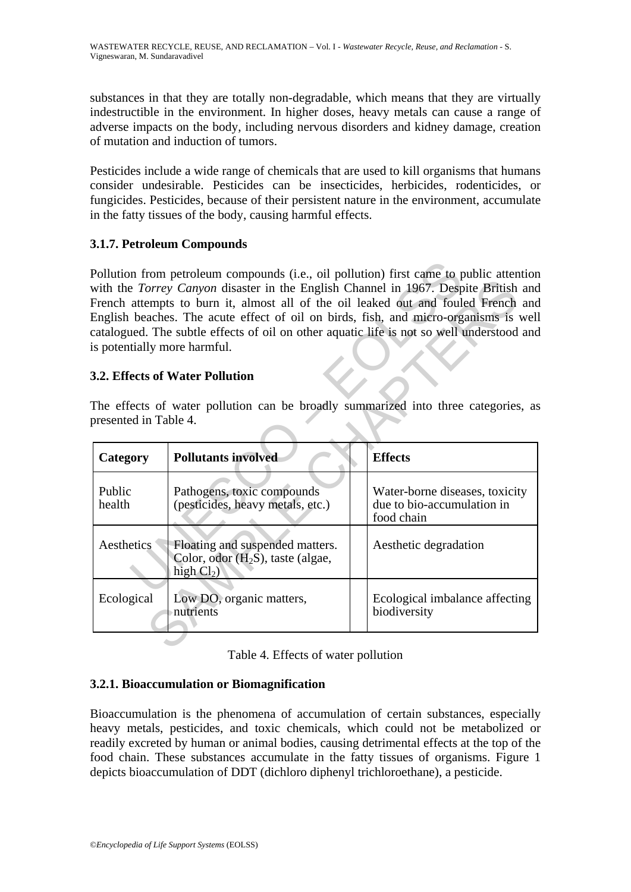substances in that they are totally non-degradable, which means that they are virtually indestructible in the environment. In higher doses, heavy metals can cause a range of adverse impacts on the body, including nervous disorders and kidney damage, creation of mutation and induction of tumors.

Pesticides include a wide range of chemicals that are used to kill organisms that humans consider undesirable. Pesticides can be insecticides, herbicides, rodenticides, or fungicides. Pesticides, because of their persistent nature in the environment, accumulate in the fatty tissues of the body, causing harmful effects.

### 3.1.7. Petroleum Compounds

Pollution from petroleum compounds (i.e., oil pollution) first came to public attention with the *Torrey Canyon* disaster in the English Channel in 1967. Despite British and French attempts to burn it, almost all of the oil leaked out and fouled French and English beaches. The acute effect of oil on birds, fish, and micro-organisms is well catalogued. The subtle effects of oil on other aquatic life is not so well understood and is potentially more harmful.

## 3.2. Effects of Water Pollution

The effects of water pollution can be broadly summarized into three categories, as presented in Table 4.

| Category | Pollutants involved | Effects |
|---|---|---|
| Public health | Pathogens, toxic compounds (pesticides, heavy metals, etc.) | Water-borne diseases, toxicity due to bio-accumulation in food chain |
| Aesthetics | Floating and suspended matters. Color, odor ($H_2S$), taste (algae, high $Cl_2$) | Aesthetic degradation |
| Ecological | Low DO, organic matters, nutrients | Ecological imbalance affecting biodiversity |

Table 4. Effects of water pollution

### 3.2.1. Bioaccumulation or Biomagnification

Bioaccumulation is the phenomena of accumulation of certain substances, especially heavy metals, pesticides, and toxic chemicals, which could not be metabolized or readily excreted by human or animal bodies, causing detrimental effects at the top of the food chain. These substances accumulate in the fatty tissues of organisms. Figure 1 depicts bioaccumulation of DDT (dichloro diphenyl trichloroethane), a pesticide.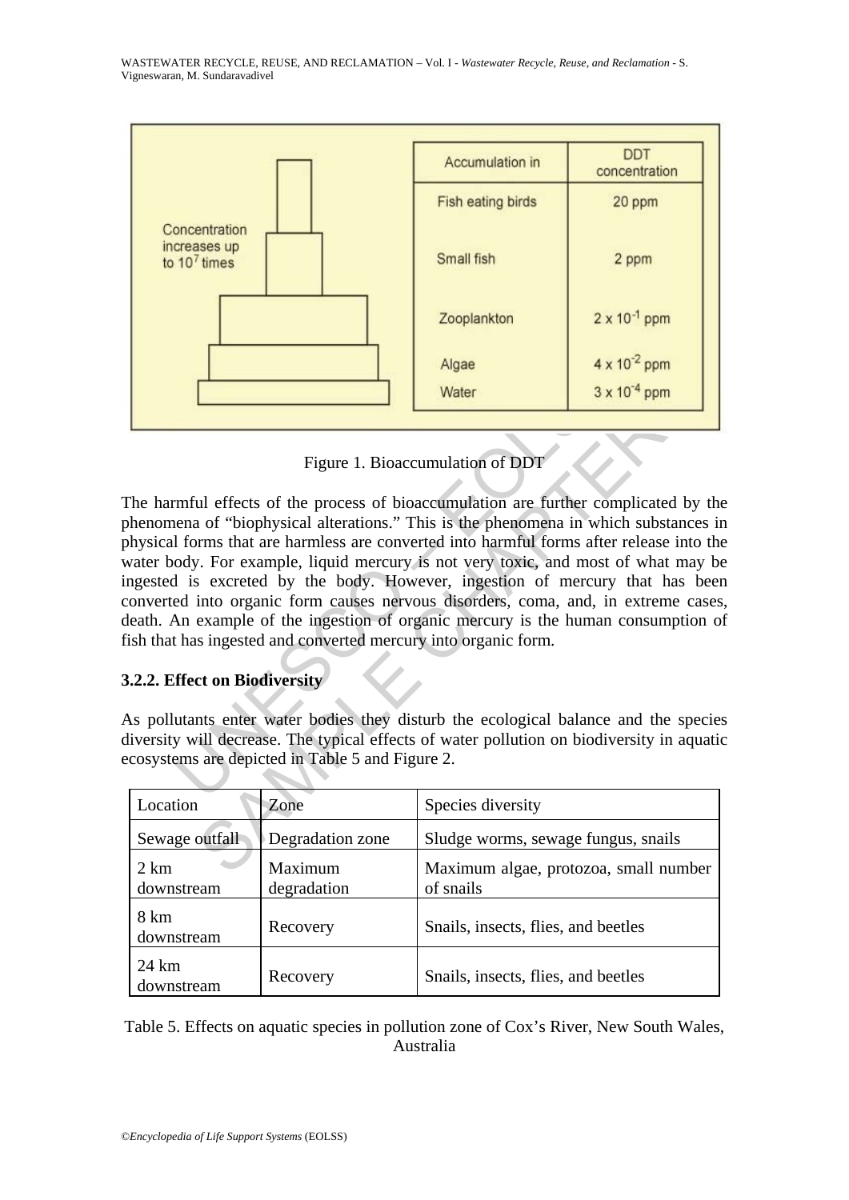| Accumulation in | DDT concentration |
|---|---|
| Fish eating birds | 20 ppm |
| Small fish | 2 ppm |
| Zooplankton | $2 \times 10^{-1}$ ppm |
| Algae | $4 \times 10^{-2}$ ppm |
| Water | $3 \times 10^{-4}$ ppm |

Concentration increases up to $10^7$ times

Figure 1. Bioaccumulation of DDT

The harmful effects of the process of bioaccumulation are further complicated by the phenomena of "biophysical alterations." This is the phenomena in which substances in physical forms that are harmless are converted into harmful forms after release into the water body. For example, liquid mercury is not very toxic, and most of what may be ingested is excreted by the body. However, ingestion of mercury that has been converted into organic form causes nervous disorders, coma, and, in extreme cases, death. An example of the ingestion of organic mercury is the human consumption of fish that has ingested and converted mercury into organic form.

### 3.2.2. Effect on Biodiversity

As pollutants enter water bodies they disturb the ecological balance and the species diversity will decrease. The typical effects of water pollution on biodiversity in aquatic ecosystems are depicted in Table 5 and Figure 2.

| Location | Zone | Species diversity |
|---|---|---|
| Sewage outfall | Degradation zone | Sludge worms, sewage fungus, snails |
| 2 km downstream | Maximum degradation | Maximum algae, protozoa, small number of snails |
| 8 km downstream | Recovery | Snails, insects, flies, and beetles |
| 24 km downstream | Recovery | Snails, insects, flies, and beetles |

Table 5. Effects on aquatic species in pollution zone of Cox's River, New South Wales, Australia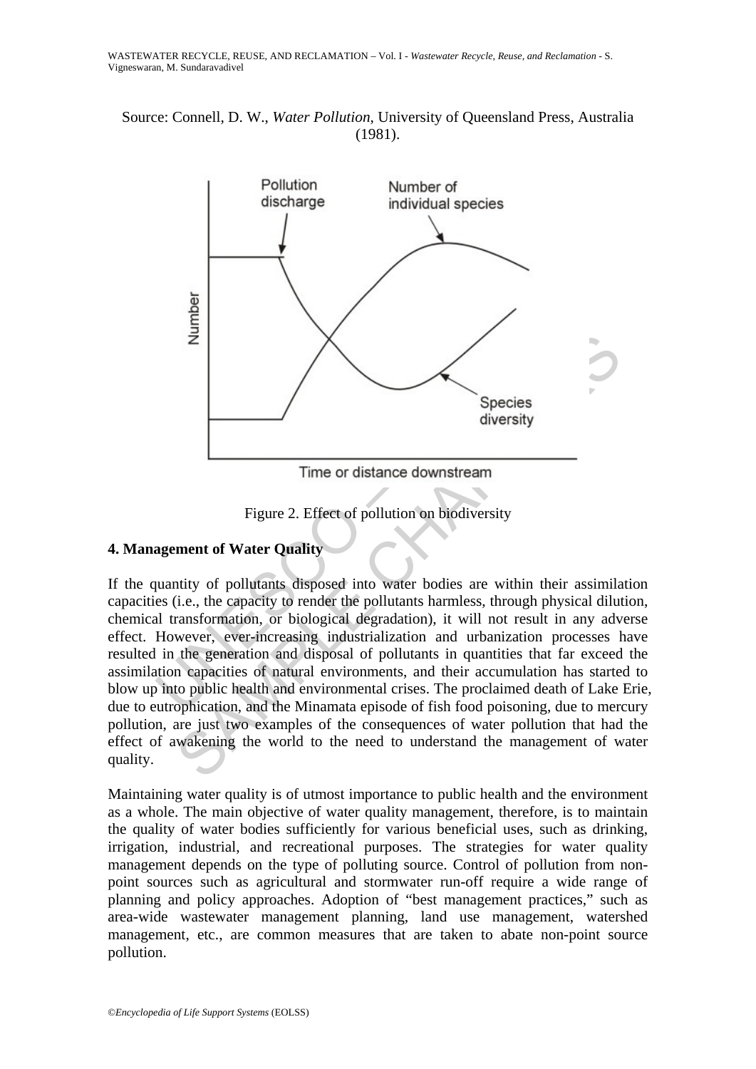Source: Connell, D. W., *Water Pollution*, University of Queensland Press, Australia (1981).

Figure 2. Effect of pollution on biodiversity

## 4. Management of Water Quality

If the quantity of pollutants disposed into water bodies are within their assimilation capacities (i.e., the capacity to render the pollutants harmless, through physical dilution, chemical transformation, or biological degradation), it will not result in any adverse effect. However, ever-increasing industrialization and urbanization processes have resulted in the generation and disposal of pollutants in quantities that far exceed the assimilation capacities of natural environments, and their accumulation has started to blow up into public health and environmental crises. The proclaimed death of Lake Erie, due to eutrophication, and the Minamata episode of fish food poisoning, due to mercury pollution, are just two examples of the consequences of water pollution that had the effect of awakening the world to the need to understand the management of water quality.

Maintaining water quality is of utmost importance to public health and the environment as a whole. The main objective of water quality management, therefore, is to maintain the quality of water bodies sufficiently for various beneficial uses, such as drinking, irrigation, industrial, and recreational purposes. The strategies for water quality management depends on the type of polluting source. Control of pollution from non-point sources such as agricultural and stormwater run-off require a wide range of planning and policy approaches. Adoption of "best management practices," such as area-wide wastewater management planning, land use management, watershed management, etc., are common measures that are taken to abate non-point source pollution.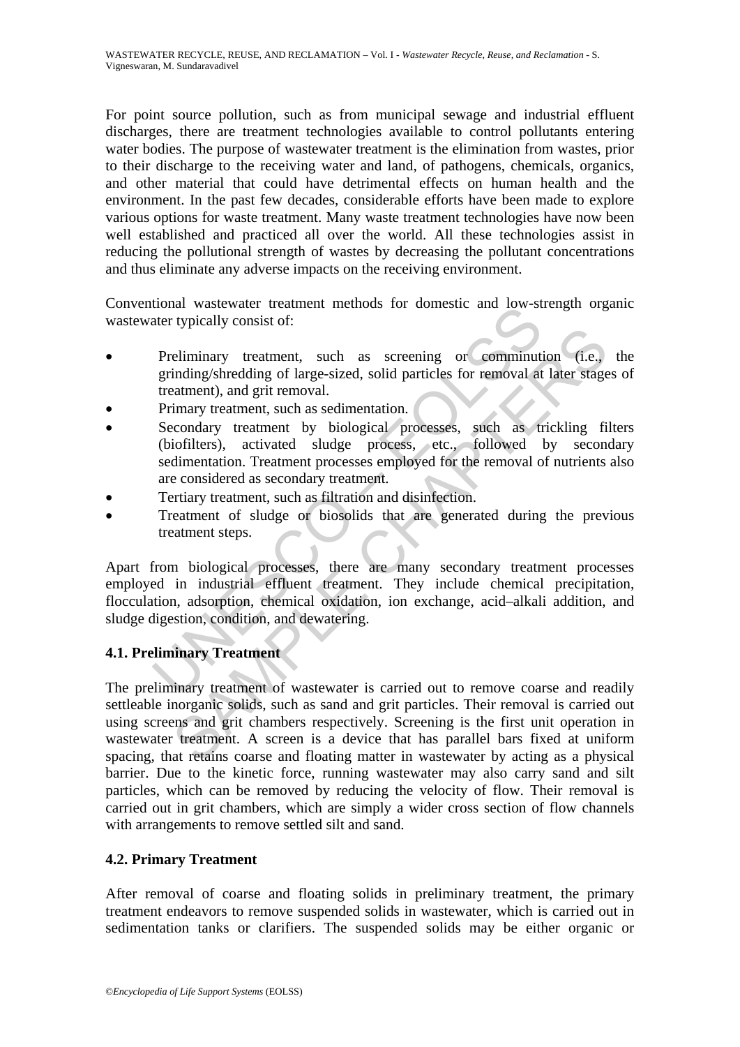For point source pollution, such as from municipal sewage and industrial effluent discharges, there are treatment technologies available to control pollutants entering water bodies. The purpose of wastewater treatment is the elimination from wastes, prior to their discharge to the receiving water and land, of pathogens, chemicals, organics, and other material that could have detrimental effects on human health and the environment. In the past few decades, considerable efforts have been made to explore various options for waste treatment. Many waste treatment technologies have now been well established and practiced all over the world. All these technologies assist in reducing the pollutional strength of wastes by decreasing the pollutant concentrations and thus eliminate any adverse impacts on the receiving environment.

Conventional wastewater treatment methods for domestic and low-strength organic wastewater typically consist of:

- Preliminary treatment, such as screening or comminution (i.e., the grinding/shredding of large-sized, solid particles for removal at later stages of treatment), and grit removal.
- Primary treatment, such as sedimentation.
- Secondary treatment by biological processes, such as trickling filters (biofilters), activated sludge process, etc., followed by secondary sedimentation. Treatment processes employed for the removal of nutrients also are considered as secondary treatment.
- Tertiary treatment, such as filtration and disinfection.
- Treatment of sludge or biosolids that are generated during the previous treatment steps.

Apart from biological processes, there are many secondary treatment processes employed in industrial effluent treatment. They include chemical precipitation, flocculation, adsorption, chemical oxidation, ion exchange, acid–alkali addition, and sludge digestion, condition, and dewatering.

### 4.1. Preliminary Treatment

The preliminary treatment of wastewater is carried out to remove coarse and readily settleable inorganic solids, such as sand and grit particles. Their removal is carried out using screens and grit chambers respectively. Screening is the first unit operation in wastewater treatment. A screen is a device that has parallel bars fixed at uniform spacing, that retains coarse and floating matter in wastewater by acting as a physical barrier. Due to the kinetic force, running wastewater may also carry sand and silt particles, which can be removed by reducing the velocity of flow. Their removal is carried out in grit chambers, which are simply a wider cross section of flow channels with arrangements to remove settled silt and sand.

### 4.2. Primary Treatment

After removal of coarse and floating solids in preliminary treatment, the primary treatment endeavors to remove suspended solids in wastewater, which is carried out in sedimentation tanks or clarifiers. The suspended solids may be either organic or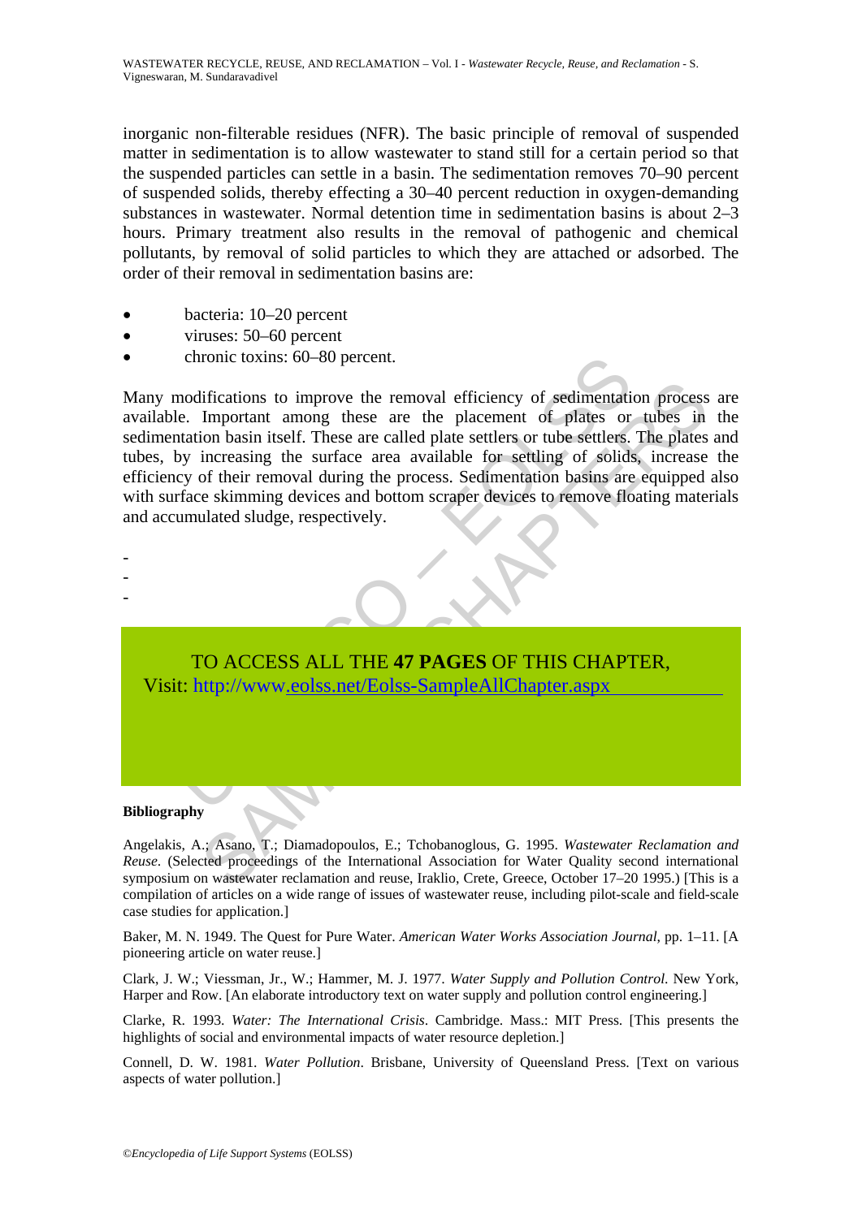inorganic non-filterable residues (NFR). The basic principle of removal of suspended matter in sedimentation is to allow wastewater to stand still for a certain period so that the suspended particles can settle in a basin. The sedimentation removes 70–90 percent of suspended solids, thereby effecting a 30–40 percent reduction in oxygen-demanding substances in wastewater. Normal detention time in sedimentation basins is about 2–3 hours. Primary treatment also results in the removal of pathogenic and chemical pollutants, by removal of solid particles to which they are attached or adsorbed. The order of their removal in sedimentation basins are:

- bacteria: 10–20 percent
- viruses: 50–60 percent
- chronic toxins: 60–80 percent.

Many modifications to improve the removal efficiency of sedimentation process are available. Important among these are the placement of plates or tubes in the sedimentation basin itself. These are called plate settlers or tube settlers. The plates and tubes, by increasing the surface area available for settling of solids, increase the efficiency of their removal during the process. Sedimentation basins are equipped also with surface skimming devices and bottom scraper devices to remove floating materials and accumulated sludge, respectively.

-
-
-

TO ACCESS ALL THE **47 PAGES** OF THIS CHAPTER,
Visit: http://www.eolss.net/Eolss-SampleAllChapter.aspx

**Bibliography**

Angelakis, A.; Asano, T.; Diamadopoulos, E.; Tchobanoglous, G. 1995. *Wastewater Reclamation and Reuse*. (Selected proceedings of the International Association for Water Quality second international symposium on wastewater reclamation and reuse, Iraklio, Crete, Greece, October 17–20 1995.) [This is a compilation of articles on a wide range of issues of wastewater reuse, including pilot-scale and field-scale case studies for application.]

Baker, M. N. 1949. The Quest for Pure Water. *American Water Works Association Journal*, pp. 1–11. [A pioneering article on water reuse.]

Clark, J. W.; Viessman, Jr., W.; Hammer, M. J. 1977. *Water Supply and Pollution Control*. New York, Harper and Row. [An elaborate introductory text on water supply and pollution control engineering.]

Clarke, R. 1993. *Water: The International Crisis*. Cambridge. Mass.: MIT Press. [This presents the highlights of social and environmental impacts of water resource depletion.]

Connell, D. W. 1981. *Water Pollution*. Brisbane, University of Queensland Press. [Text on various aspects of water pollution.]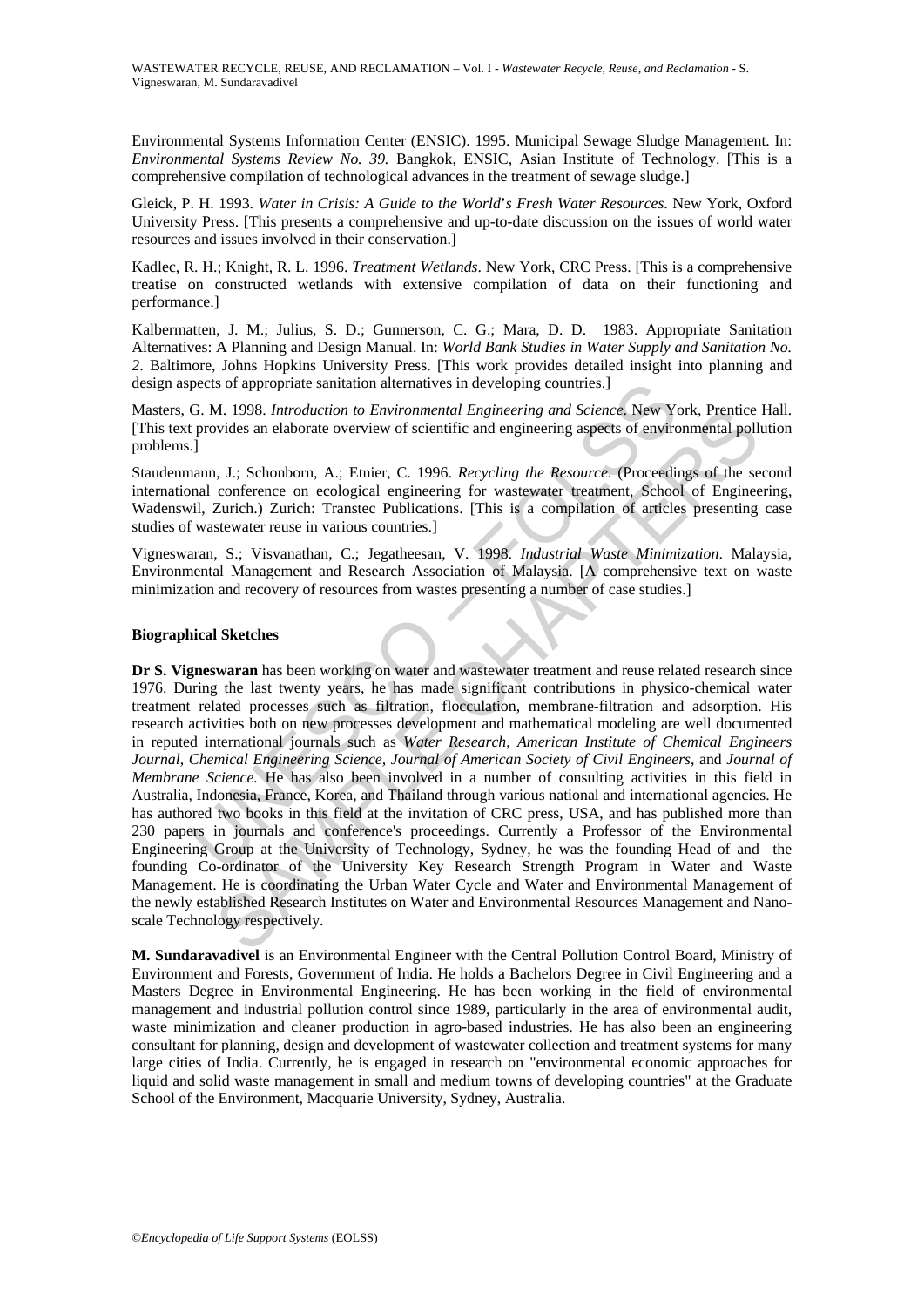Environmental Systems Information Center (ENSIC). 1995. Municipal Sewage Sludge Management. In: *Environmental Systems Review No. 39.* Bangkok, ENSIC, Asian Institute of Technology. [This is a comprehensive compilation of technological advances in the treatment of sewage sludge.]

Gleick, P. H. 1993. *Water in Crisis: A Guide to the World's Fresh Water Resources*. New York, Oxford University Press. [This presents a comprehensive and up-to-date discussion on the issues of world water resources and issues involved in their conservation.]

Kadlec, R. H.; Knight, R. L. 1996. *Treatment Wetlands*. New York, CRC Press. [This is a comprehensive treatise on constructed wetlands with extensive compilation of data on their functioning and performance.]

Kalbermatten, J. M.; Julius, S. D.; Gunnerson, C. G.; Mara, D. D. 1983. Appropriate Sanitation Alternatives: A Planning and Design Manual. In: *World Bank Studies in Water Supply and Sanitation No. 2*. Baltimore, Johns Hopkins University Press. [This work provides detailed insight into planning and design aspects of appropriate sanitation alternatives in developing countries.]

Masters, G. M. 1998. *Introduction to Environmental Engineering and Science*. New York, Prentice Hall. [This text provides an elaborate overview of scientific and engineering aspects of environmental pollution problems.]

Staudenmann, J.; Schonborn, A.; Etnier, C. 1996. *Recycling the Resource*. (Proceedings of the second international conference on ecological engineering for wastewater treatment, School of Engineering, Wadenswil, Zurich.) Zurich: Transtec Publications. [This is a compilation of articles presenting case studies of wastewater reuse in various countries.]

Vigneswaran, S.; Visvanathan, C.; Jegatheesan, V. 1998. *Industrial Waste Minimization*. Malaysia, Environmental Management and Research Association of Malaysia. [A comprehensive text on waste minimization and recovery of resources from wastes presenting a number of case studies.]

**Biographical Sketches**

**Dr S. Vigneswaran** has been working on water and wastewater treatment and reuse related research since 1976. During the last twenty years, he has made significant contributions in physico-chemical water treatment related processes such as filtration, flocculation, membrane-filtration and adsorption. His research activities both on new processes development and mathematical modeling are well documented in reputed international journals such as *Water Research*, *American Institute of Chemical Engineers Journal*, *Chemical Engineering Science*, *Journal of American Society of Civil Engineers*, and *Journal of Membrane Science*. He has also been involved in a number of consulting activities in this field in Australia, Indonesia, France, Korea, and Thailand through various national and international agencies. He has authored two books in this field at the invitation of CRC press, USA, and has published more than 230 papers in journals and conference's proceedings. Currently a Professor of the Environmental Engineering Group at the University of Technology, Sydney, he was the founding Head of and the founding Co-ordinator of the University Key Research Strength Program in Water and Waste Management. He is coordinating the Urban Water Cycle and Water and Environmental Management of the newly established Research Institutes on Water and Environmental Resources Management and Nano-scale Technology respectively.

**M. Sundaravadivel** is an Environmental Engineer with the Central Pollution Control Board, Ministry of Environment and Forests, Government of India. He holds a Bachelors Degree in Civil Engineering and a Masters Degree in Environmental Engineering. He has been working in the field of environmental management and industrial pollution control since 1989, particularly in the area of environmental audit, waste minimization and cleaner production in agro-based industries. He has also been an engineering consultant for planning, design and development of wastewater collection and treatment systems for many large cities of India. Currently, he is engaged in research on "environmental economic approaches for liquid and solid waste management in small and medium towns of developing countries" at the Graduate School of the Environment, Macquarie University, Sydney, Australia.